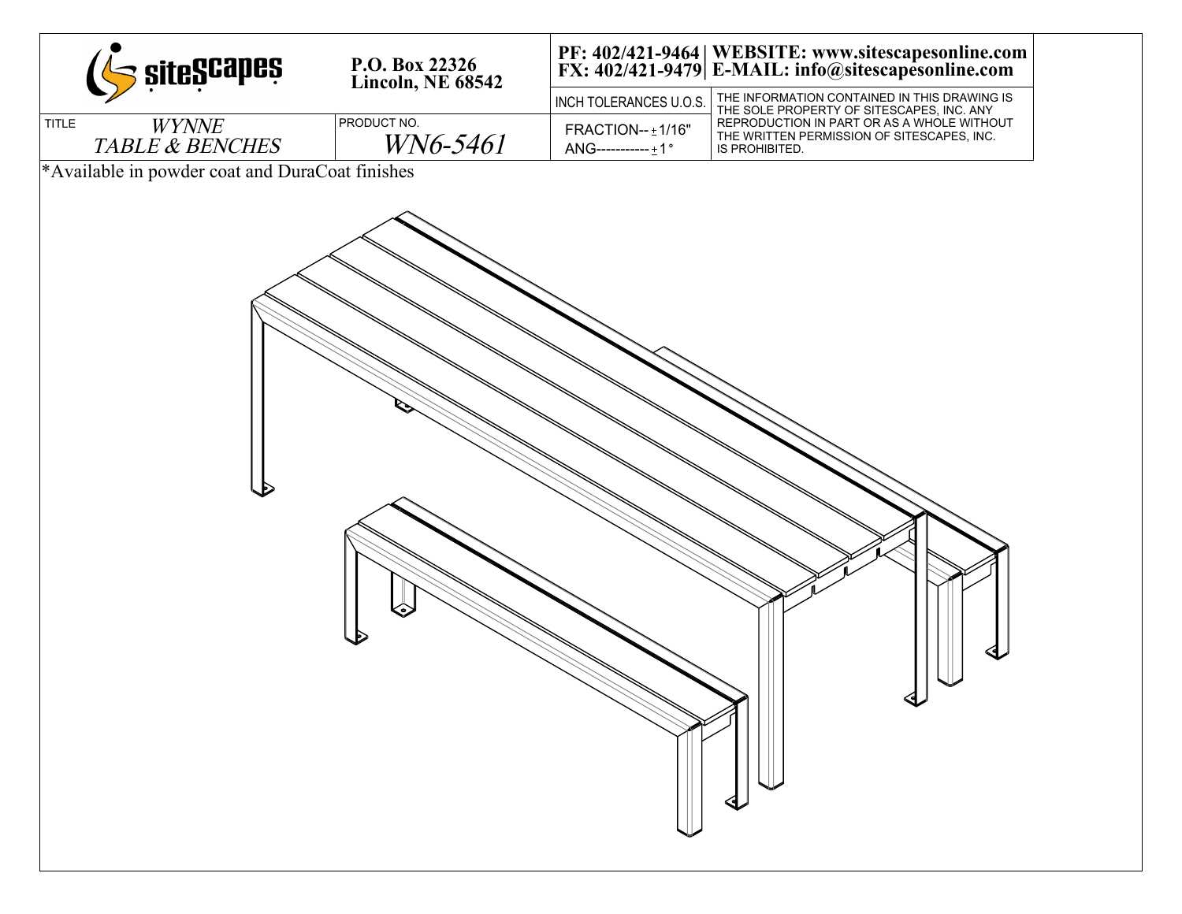siteScapes

P.O. Box 22326
Lincoln, NE 68542

PF: 402/421-9464 | WEBSITE: www.sitescapesonline.com
FX: 402/421-9479 | E-MAIL: info@sitescapesonline.com

| TITLE | PRODUCT NO. | INCH TOLERANCES U.O.S. | |
|---|---|---|---|
| *WYNNE TABLE & BENCHES* | *WN6-5461* | FRACTION-- ± 1/16"<br>ANG----------- ± 1° | THE INFORMATION CONTAINED IN THIS DRAWING IS THE SOLE PROPERTY OF SITESCAPES, INC. ANY REPRODUCTION IN PART OR AS A WHOLE WITHOUT THE WRITTEN PERMISSION OF SITESCAPES, INC. IS PROHIBITED. |

*Available in powder coat and DuraCoat finishes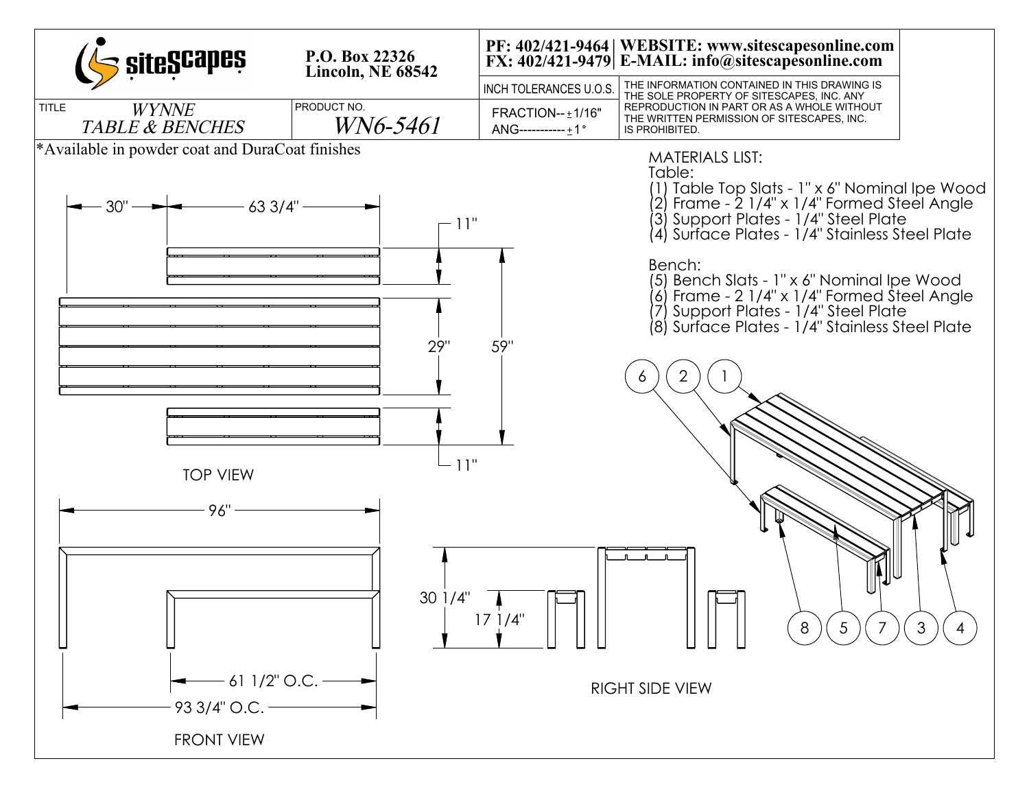**siteScapes**

P.O. Box 22326
Lincoln, NE 68542

PF: 402/421-9464 | WEBSITE: www.sitescapesonline.com
FX: 402/421-9479 | E-MAIL: info@sitescapesonline.com

INCH TOLERANCES U.O.S.

FRACTION-- ± 1/16"
ANG----------- ± 1°

THE INFORMATION CONTAINED IN THIS DRAWING IS THE SOLE PROPERTY OF SITESCAPES, INC. ANY REPRODUCTION IN PART OR AS A WHOLE WITHOUT THE WRITTEN PERMISSION OF SITESCAPES, INC. IS PROHIBITED.

TITLE: *WYNNE TABLE & BENCHES*

PRODUCT NO.: *WN6-5461*

*Available in powder coat and DuraCoat finishes

MATERIALS LIST:

Table:
(1) Table Top Slats - 1" x 6" Nominal Ipe Wood
(2) Frame - 2 1/4" x 1/4" Formed Steel Angle
(3) Support Plates - 1/4" Steel Plate
(4) Surface Plates - 1/4" Stainless Steel Plate

Bench:
(5) Bench Slats - 1" x 6" Nominal Ipe Wood
(6) Frame - 2 1/4" x 1/4" Formed Steel Angle
(7) Support Plates - 1/4" Steel Plate
(8) Surface Plates - 1/4" Stainless Steel Plate

30"
63 3/4"
11"
29"
59"
11"

TOP VIEW

96"
61 1/2" O.C.
93 3/4" O.C.

FRONT VIEW

30 1/4"
17 1/4"

RIGHT SIDE VIEW

6
2
1
8
5
7
3
4